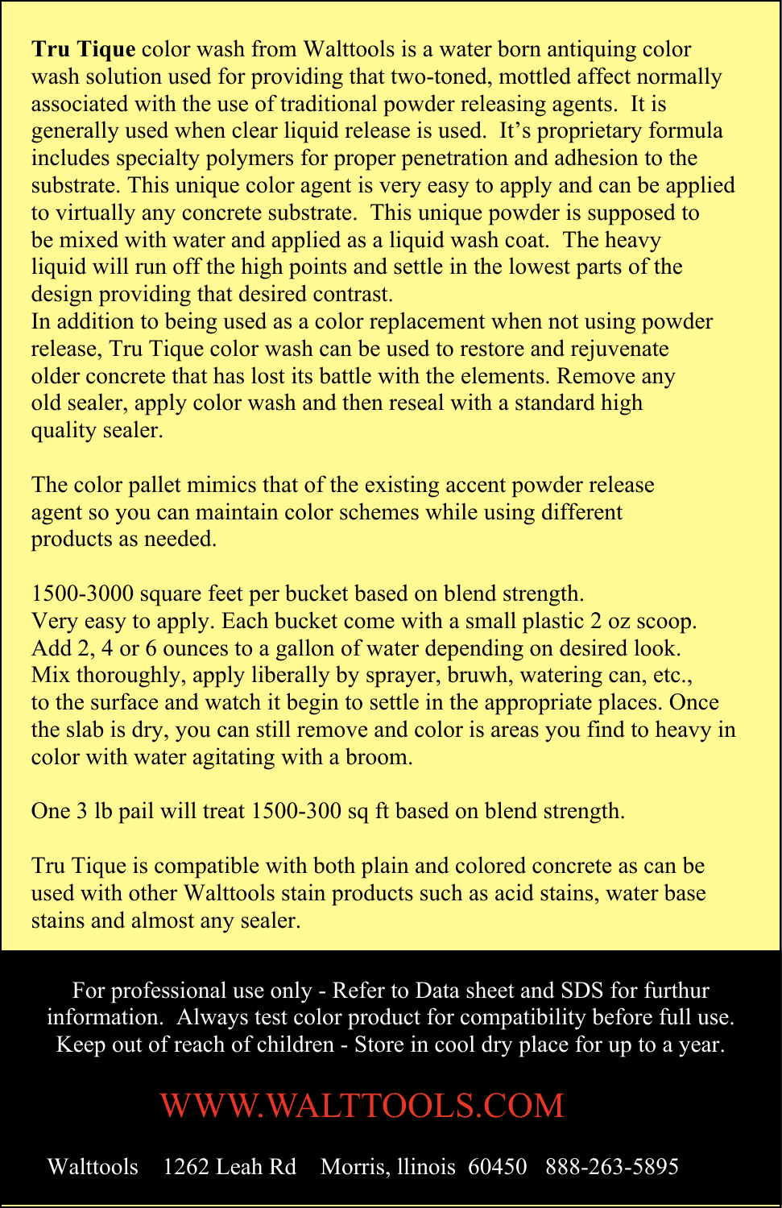**Tru Tique** color wash from Walttools is a water born antiquing color wash solution used for providing that two-toned, mottled affect normally associated with the use of traditional powder releasing agents. It is generally used when clear liquid release is used. It's proprietary formula includes specialty polymers for proper penetration and adhesion to the substrate. This unique color agent is very easy to apply and can be applied to virtually any concrete substrate. This unique powder is supposed to be mixed with water and applied as a liquid wash coat. The heavy liquid will run off the high points and settle in the lowest parts of the design providing that desired contrast.
In addition to being used as a color replacement when not using powder release, Tru Tique color wash can be used to restore and rejuvenate older concrete that has lost its battle with the elements. Remove any old sealer, apply color wash and then reseal with a standard high quality sealer.

The color pallet mimics that of the existing accent powder release agent so you can maintain color schemes while using different products as needed.

1500-3000 square feet per bucket based on blend strength.
Very easy to apply. Each bucket come with a small plastic 2 oz scoop. Add 2, 4 or 6 ounces to a gallon of water depending on desired look. Mix thoroughly, apply liberally by sprayer, bruwh, watering can, etc., to the surface and watch it begin to settle in the appropriate places. Once the slab is dry, you can still remove and color is areas you find to heavy in color with water agitating with a broom.

One 3 lb pail will treat 1500-300 sq ft based on blend strength.

Tru Tique is compatible with both plain and colored concrete as can be used with other Walttools stain products such as acid stains, water base stains and almost any sealer.

For professional use only - Refer to Data sheet and SDS for furthur information. Always test color product for compatibility before full use. Keep out of reach of children - Store in cool dry place for up to a year.

WWW.WALTTOOLS.COM

Walttools 1262 Leah Rd Morris, llinois 60450 888-263-5895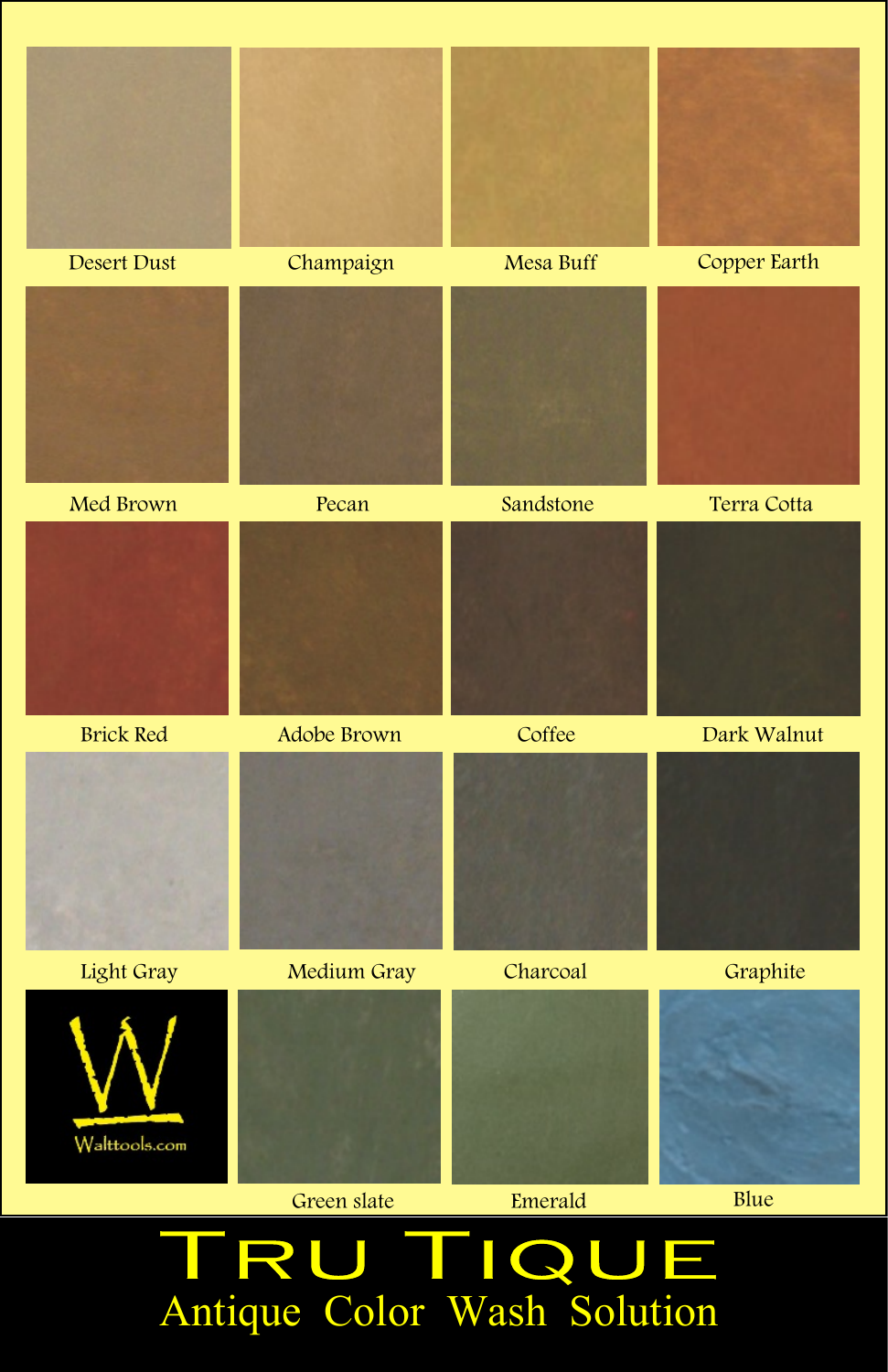| | | | |
|---|---|---|---|
| Desert Dust | Champaign | Mesa Buff | Copper Earth |
| Med Brown | Pecan | Sandstone | Terra Cotta |
| Brick Red | Adobe Brown | Coffee | Dark Walnut |
| Light Gray | Medium Gray | Charcoal | Graphite |
| Walttools.com | Green slate | Emerald | Blue |

# TRU TIQUE

## Antique Color Wash Solution